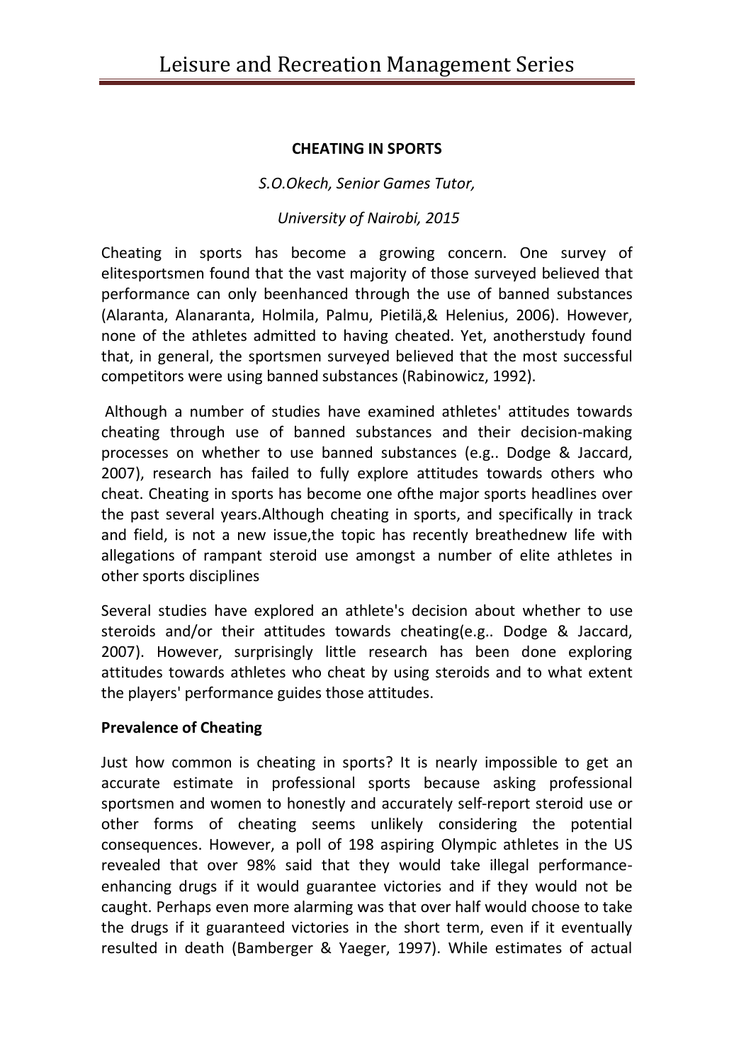# CHEATING IN SPORTS

*S.O.Okech, Senior Games Tutor,*

*University of Nairobi, 2015*

Cheating in sports has become a growing concern. One survey of elitesportsmen found that the vast majority of those surveyed believed that performance can only beenhanced through the use of banned substances (Alaranta, Alanaranta, Holmila, Palmu, Pietilä,& Helenius, 2006). However, none of the athletes admitted to having cheated. Yet, anotherstudy found that, in general, the sportsmen surveyed believed that the most successful competitors were using banned substances (Rabinowicz, 1992).

Although a number of studies have examined athletes' attitudes towards cheating through use of banned substances and their decision-making processes on whether to use banned substances (e.g.. Dodge & Jaccard, 2007), research has failed to fully explore attitudes towards others who cheat. Cheating in sports has become one ofthe major sports headlines over the past several years.Although cheating in sports, and specifically in track and field, is not a new issue,the topic has recently breathednew life with allegations of rampant steroid use amongst a number of elite athletes in other sports disciplines

Several studies have explored an athlete's decision about whether to use steroids and/or their attitudes towards cheating(e.g.. Dodge & Jaccard, 2007). However, surprisingly little research has been done exploring attitudes towards athletes who cheat by using steroids and to what extent the players' performance guides those attitudes.

## Prevalence of Cheating

Just how common is cheating in sports? It is nearly impossible to get an accurate estimate in professional sports because asking professional sportsmen and women to honestly and accurately self-report steroid use or other forms of cheating seems unlikely considering the potential consequences. However, a poll of 198 aspiring Olympic athletes in the US revealed that over 98% said that they would take illegal performance-enhancing drugs if it would guarantee victories and if they would not be caught. Perhaps even more alarming was that over half would choose to take the drugs if it guaranteed victories in the short term, even if it eventually resulted in death (Bamberger & Yaeger, 1997). While estimates of actual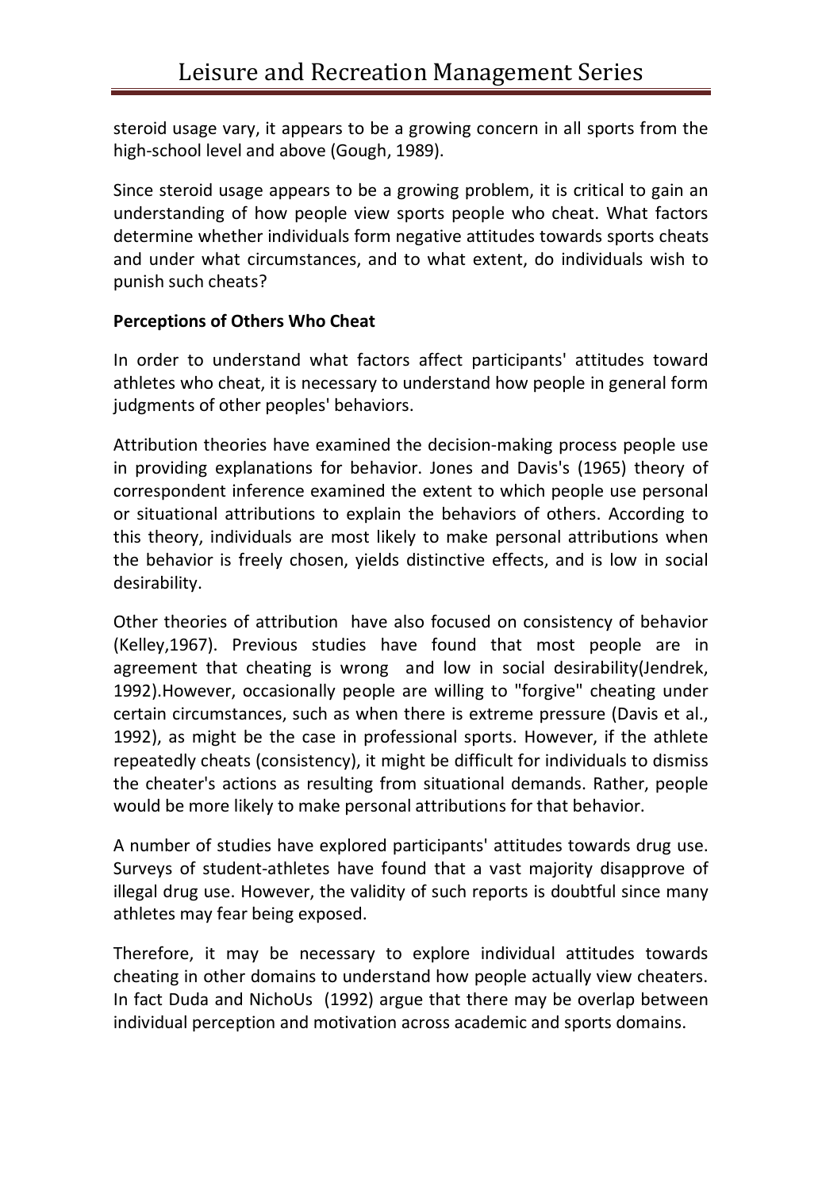steroid usage vary, it appears to be a growing concern in all sports from the high-school level and above (Gough, 1989).

Since steroid usage appears to be a growing problem, it is critical to gain an understanding of how people view sports people who cheat. What factors determine whether individuals form negative attitudes towards sports cheats and under what circumstances, and to what extent, do individuals wish to punish such cheats?

**Perceptions of Others Who Cheat**

In order to understand what factors affect participants' attitudes toward athletes who cheat, it is necessary to understand how people in general form judgments of other peoples' behaviors.

Attribution theories have examined the decision-making process people use in providing explanations for behavior. Jones and Davis's (1965) theory of correspondent inference examined the extent to which people use personal or situational attributions to explain the behaviors of others. According to this theory, individuals are most likely to make personal attributions when the behavior is freely chosen, yields distinctive effects, and is low in social desirability.

Other theories of attribution have also focused on consistency of behavior (Kelley,1967). Previous studies have found that most people are in agreement that cheating is wrong and low in social desirability(Jendrek, 1992).However, occasionally people are willing to "forgive" cheating under certain circumstances, such as when there is extreme pressure (Davis et al., 1992), as might be the case in professional sports. However, if the athlete repeatedly cheats (consistency), it might be difficult for individuals to dismiss the cheater's actions as resulting from situational demands. Rather, people would be more likely to make personal attributions for that behavior.

A number of studies have explored participants' attitudes towards drug use. Surveys of student-athletes have found that a vast majority disapprove of illegal drug use. However, the validity of such reports is doubtful since many athletes may fear being exposed.

Therefore, it may be necessary to explore individual attitudes towards cheating in other domains to understand how people actually view cheaters. In fact Duda and NichoUs (1992) argue that there may be overlap between individual perception and motivation across academic and sports domains.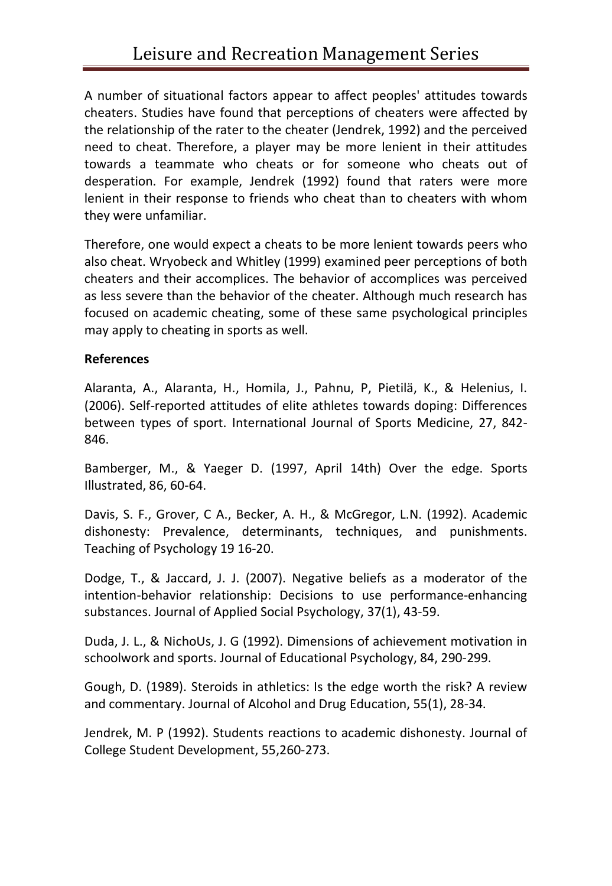A number of situational factors appear to affect peoples' attitudes towards cheaters. Studies have found that perceptions of cheaters were affected by the relationship of the rater to the cheater (Jendrek, 1992) and the perceived need to cheat. Therefore, a player may be more lenient in their attitudes towards a teammate who cheats or for someone who cheats out of desperation. For example, Jendrek (1992) found that raters were more lenient in their response to friends who cheat than to cheaters with whom they were unfamiliar.

Therefore, one would expect a cheats to be more lenient towards peers who also cheat. Wryobeck and Whitley (1999) examined peer perceptions of both cheaters and their accomplices. The behavior of accomplices was perceived as less severe than the behavior of the cheater. Although much research has focused on academic cheating, some of these same psychological principles may apply to cheating in sports as well.

**References**

Alaranta, A., Alaranta, H., Homila, J., Pahnu, P, Pietilä, K., & Helenius, I. (2006). Self-reported attitudes of elite athletes towards doping: Differences between types of sport. International Journal of Sports Medicine, 27, 842-846.

Bamberger, M., & Yaeger D. (1997, April 14th) Over the edge. Sports Illustrated, 86, 60-64.

Davis, S. F., Grover, C A., Becker, A. H., & McGregor, L.N. (1992). Academic dishonesty: Prevalence, determinants, techniques, and punishments. Teaching of Psychology 19 16-20.

Dodge, T., & Jaccard, J. J. (2007). Negative beliefs as a moderator of the intention-behavior relationship: Decisions to use performance-enhancing substances. Journal of Applied Social Psychology, 37(1), 43-59.

Duda, J. L., & NichoUs, J. G (1992). Dimensions of achievement motivation in schoolwork and sports. Journal of Educational Psychology, 84, 290-299.

Gough, D. (1989). Steroids in athletics: Is the edge worth the risk? A review and commentary. Journal of Alcohol and Drug Education, 55(1), 28-34.

Jendrek, M. P (1992). Students reactions to academic dishonesty. Journal of College Student Development, 55,260-273.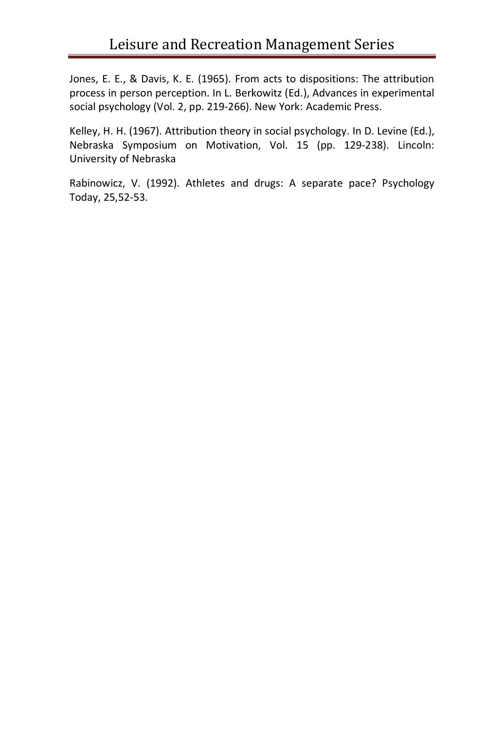Jones, E. E., & Davis, K. E. (1965). From acts to dispositions: The attribution process in person perception. In L. Berkowitz (Ed.), Advances in experimental social psychology (Vol. 2, pp. 219-266). New York: Academic Press.

Kelley, H. H. (1967). Attribution theory in social psychology. In D. Levine (Ed.), Nebraska Symposium on Motivation, Vol. 15 (pp. 129-238). Lincoln: University of Nebraska

Rabinowicz, V. (1992). Athletes and drugs: A separate pace? Psychology Today, 25,52-53.